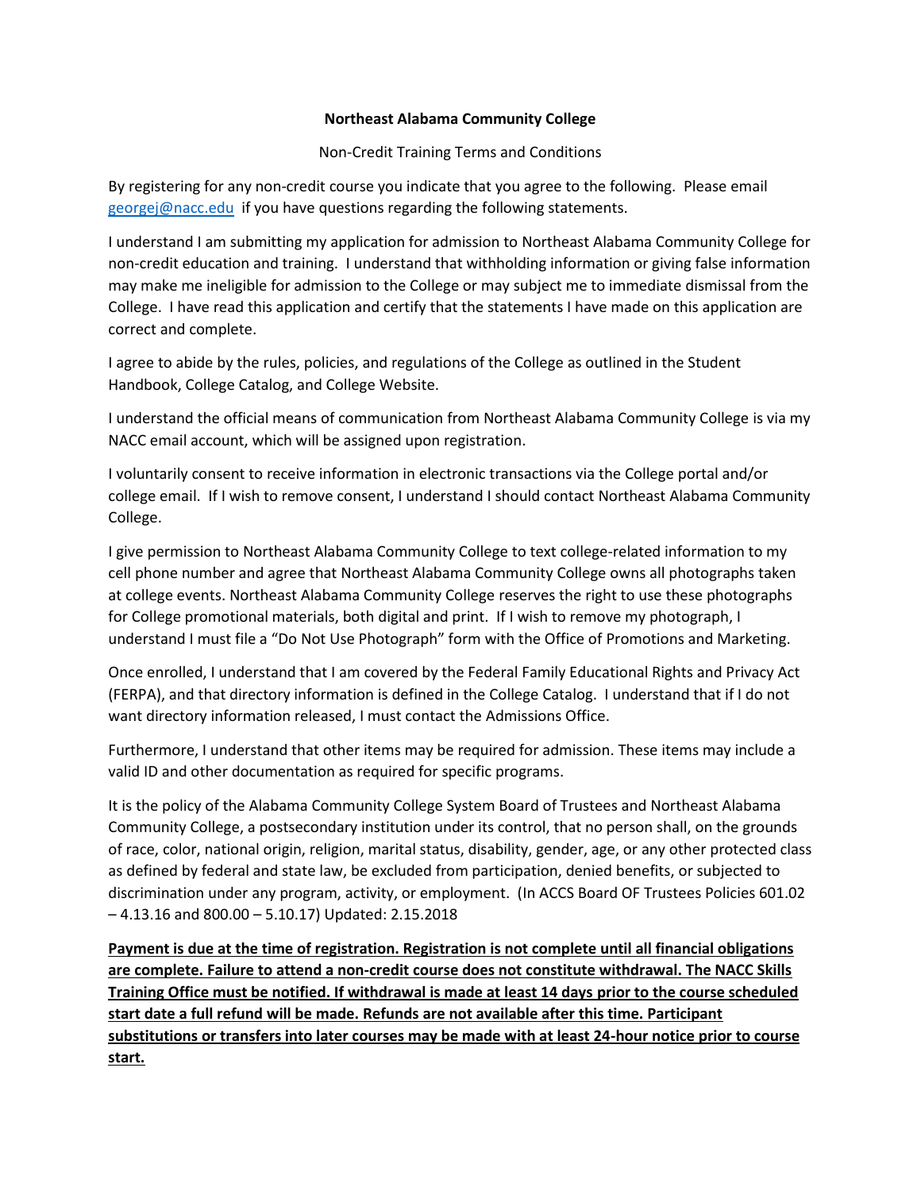**Northeast Alabama Community College**

Non-Credit Training Terms and Conditions

By registering for any non-credit course you indicate that you agree to the following. Please email georgej@nacc.edu if you have questions regarding the following statements.

I understand I am submitting my application for admission to Northeast Alabama Community College for non-credit education and training. I understand that withholding information or giving false information may make me ineligible for admission to the College or may subject me to immediate dismissal from the College. I have read this application and certify that the statements I have made on this application are correct and complete.

I agree to abide by the rules, policies, and regulations of the College as outlined in the Student Handbook, College Catalog, and College Website.

I understand the official means of communication from Northeast Alabama Community College is via my NACC email account, which will be assigned upon registration.

I voluntarily consent to receive information in electronic transactions via the College portal and/or college email. If I wish to remove consent, I understand I should contact Northeast Alabama Community College.

I give permission to Northeast Alabama Community College to text college-related information to my cell phone number and agree that Northeast Alabama Community College owns all photographs taken at college events. Northeast Alabama Community College reserves the right to use these photographs for College promotional materials, both digital and print. If I wish to remove my photograph, I understand I must file a "Do Not Use Photograph" form with the Office of Promotions and Marketing.

Once enrolled, I understand that I am covered by the Federal Family Educational Rights and Privacy Act (FERPA), and that directory information is defined in the College Catalog. I understand that if I do not want directory information released, I must contact the Admissions Office.

Furthermore, I understand that other items may be required for admission. These items may include a valid ID and other documentation as required for specific programs.

It is the policy of the Alabama Community College System Board of Trustees and Northeast Alabama Community College, a postsecondary institution under its control, that no person shall, on the grounds of race, color, national origin, religion, marital status, disability, gender, age, or any other protected class as defined by federal and state law, be excluded from participation, denied benefits, or subjected to discrimination under any program, activity, or employment. (In ACCS Board OF Trustees Policies 601.02 – 4.13.16 and 800.00 – 5.10.17) Updated: 2.15.2018

**Payment is due at the time of registration. Registration is not complete until all financial obligations are complete. Failure to attend a non-credit course does not constitute withdrawal. The NACC Skills Training Office must be notified. If withdrawal is made at least 14 days prior to the course scheduled start date a full refund will be made. Refunds are not available after this time. Participant substitutions or transfers into later courses may be made with at least 24-hour notice prior to course start.**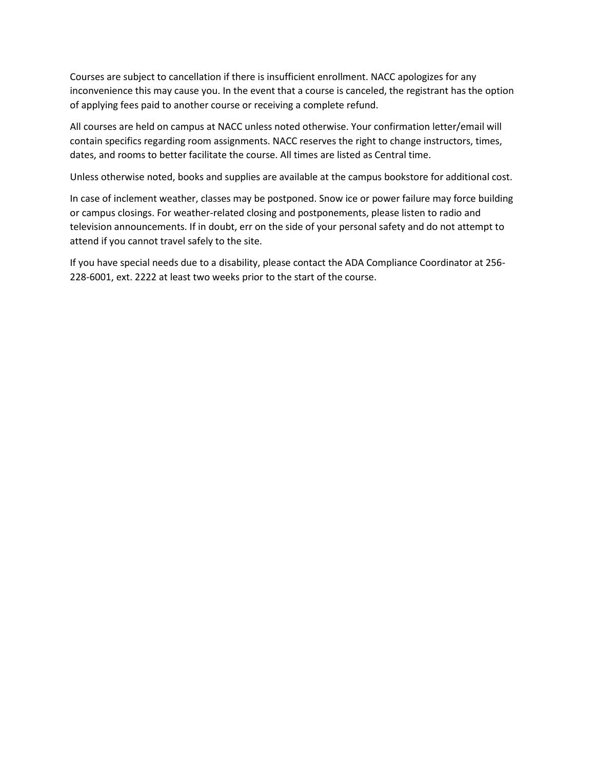Courses are subject to cancellation if there is insufficient enrollment. NACC apologizes for any inconvenience this may cause you. In the event that a course is canceled, the registrant has the option of applying fees paid to another course or receiving a complete refund.

All courses are held on campus at NACC unless noted otherwise. Your confirmation letter/email will contain specifics regarding room assignments. NACC reserves the right to change instructors, times, dates, and rooms to better facilitate the course. All times are listed as Central time.

Unless otherwise noted, books and supplies are available at the campus bookstore for additional cost.

In case of inclement weather, classes may be postponed. Snow ice or power failure may force building or campus closings. For weather-related closing and postponements, please listen to radio and television announcements. If in doubt, err on the side of your personal safety and do not attempt to attend if you cannot travel safely to the site.

If you have special needs due to a disability, please contact the ADA Compliance Coordinator at 256-228-6001, ext. 2222 at least two weeks prior to the start of the course.